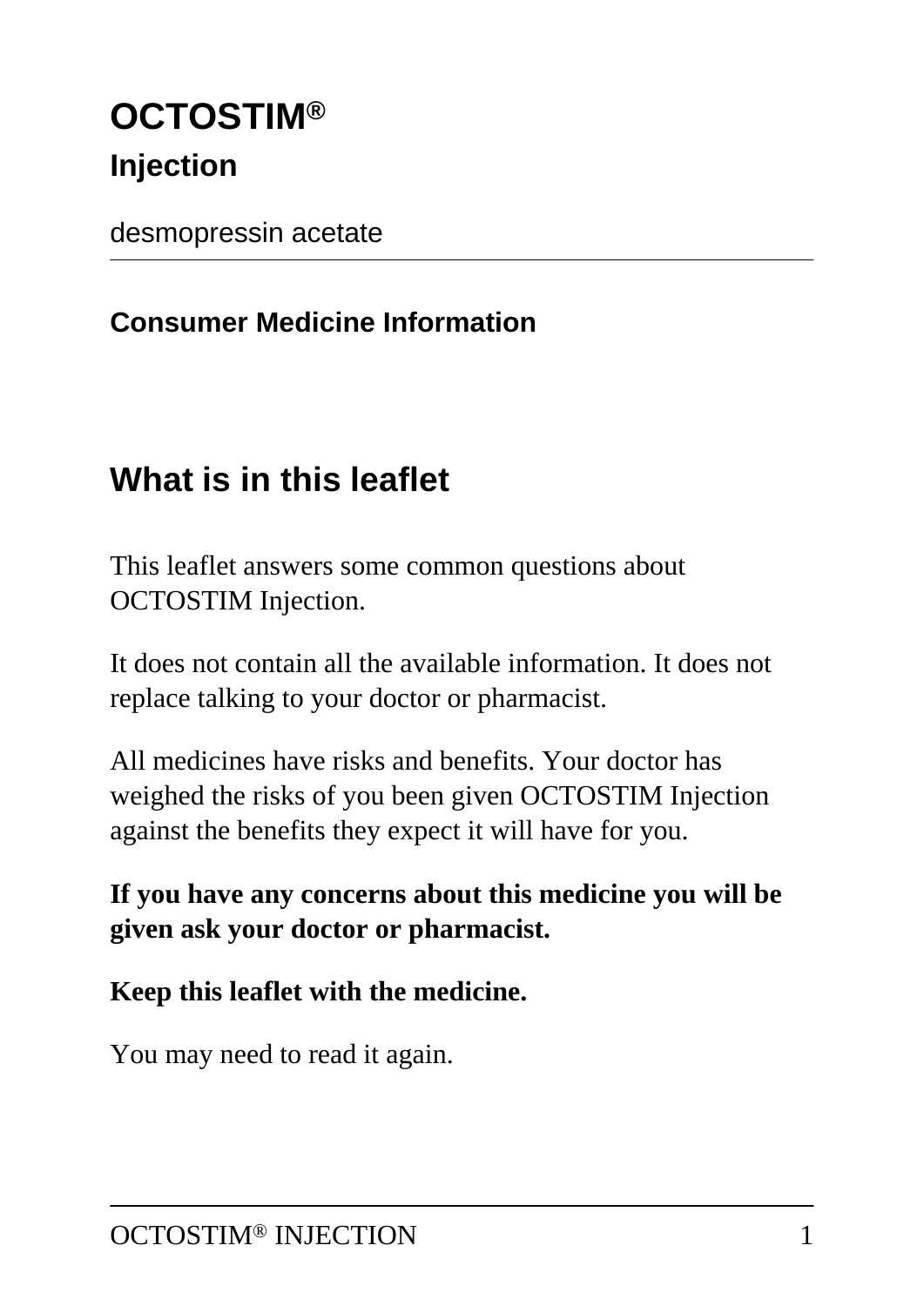# OCTOSTIM®

## Injection

desmopressin acetate

**Consumer Medicine Information**

## What is in this leaflet

This leaflet answers some common questions about OCTOSTIM Injection.

It does not contain all the available information. It does not replace talking to your doctor or pharmacist.

All medicines have risks and benefits. Your doctor has weighed the risks of you been given OCTOSTIM Injection against the benefits they expect it will have for you.

**If you have any concerns about this medicine you will be given ask your doctor or pharmacist.**

**Keep this leaflet with the medicine.**

You may need to read it again.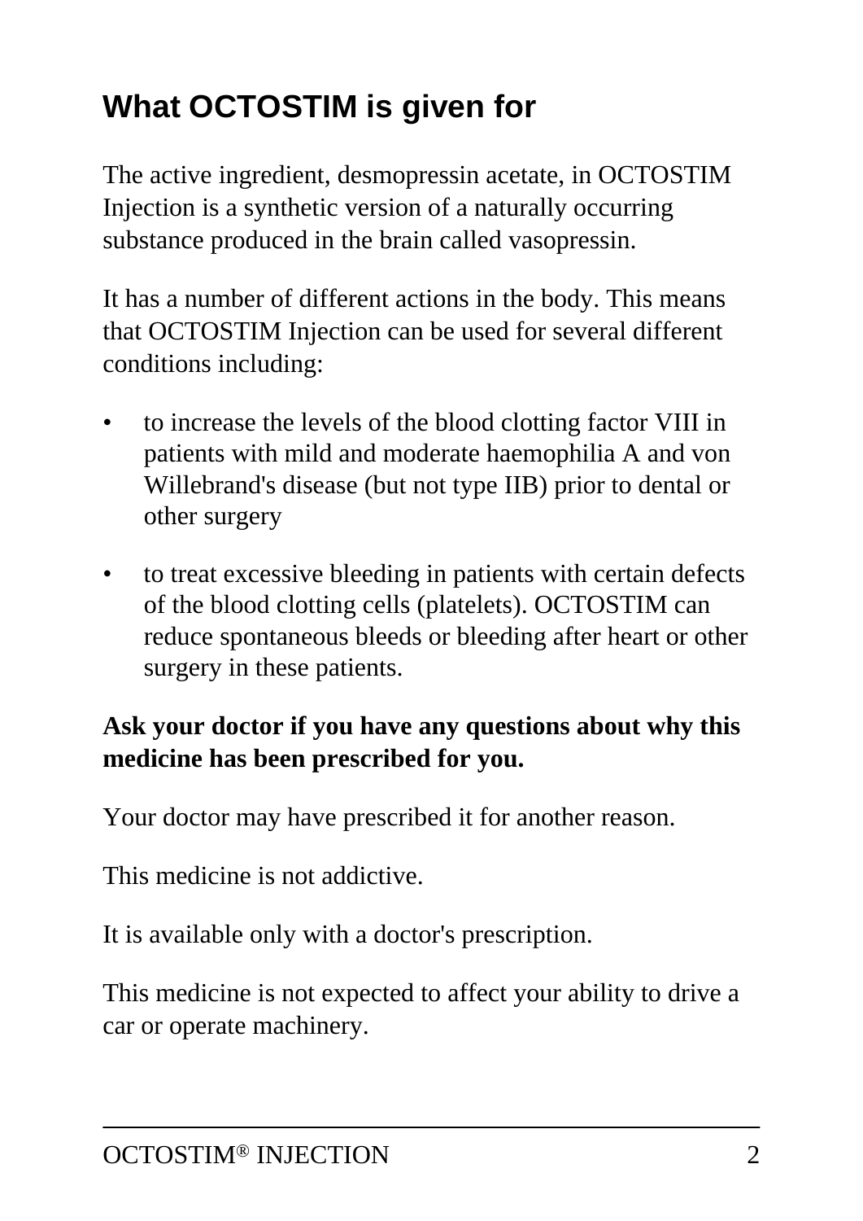## What OCTOSTIM is given for

The active ingredient, desmopressin acetate, in OCTOSTIM Injection is a synthetic version of a naturally occurring substance produced in the brain called vasopressin.

It has a number of different actions in the body. This means that OCTOSTIM Injection can be used for several different conditions including:

- to increase the levels of the blood clotting factor VIII in patients with mild and moderate haemophilia A and von Willebrand's disease (but not type IIB) prior to dental or other surgery
- to treat excessive bleeding in patients with certain defects of the blood clotting cells (platelets). OCTOSTIM can reduce spontaneous bleeds or bleeding after heart or other surgery in these patients.

**Ask your doctor if you have any questions about why this medicine has been prescribed for you.**

Your doctor may have prescribed it for another reason.

This medicine is not addictive.

It is available only with a doctor's prescription.

This medicine is not expected to affect your ability to drive a car or operate machinery.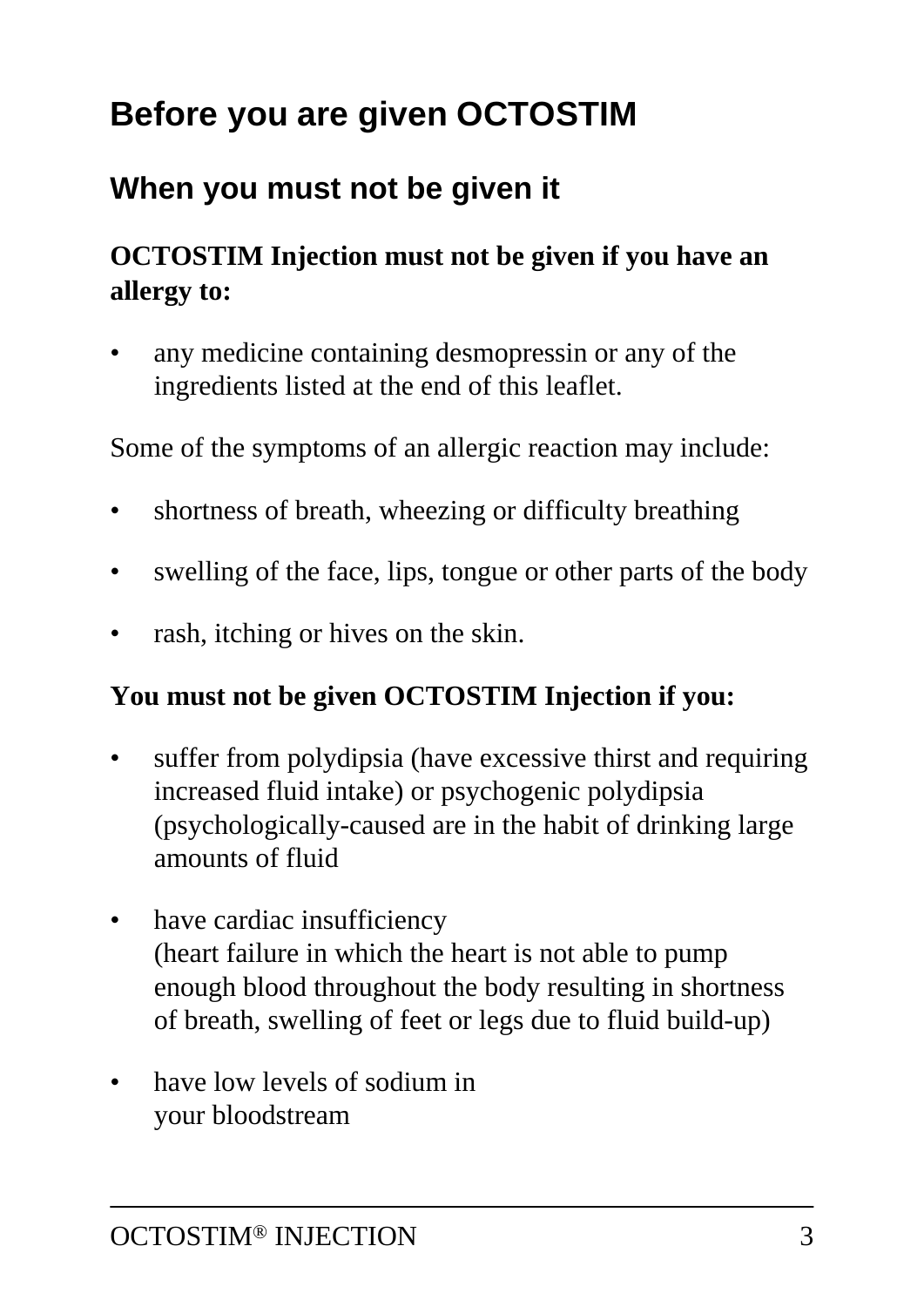# Before you are given OCTOSTIM

## When you must not be given it

**OCTOSTIM Injection must not be given if you have an allergy to:**

- any medicine containing desmopressin or any of the ingredients listed at the end of this leaflet.

Some of the symptoms of an allergic reaction may include:

- shortness of breath, wheezing or difficulty breathing
- swelling of the face, lips, tongue or other parts of the body
- rash, itching or hives on the skin.

**You must not be given OCTOSTIM Injection if you:**

- suffer from polydipsia (have excessive thirst and requiring increased fluid intake) or psychogenic polydipsia (psychologically-caused are in the habit of drinking large amounts of fluid
- have cardiac insufficiency (heart failure in which the heart is not able to pump enough blood throughout the body resulting in shortness of breath, swelling of feet or legs due to fluid build-up)
- have low levels of sodium in your bloodstream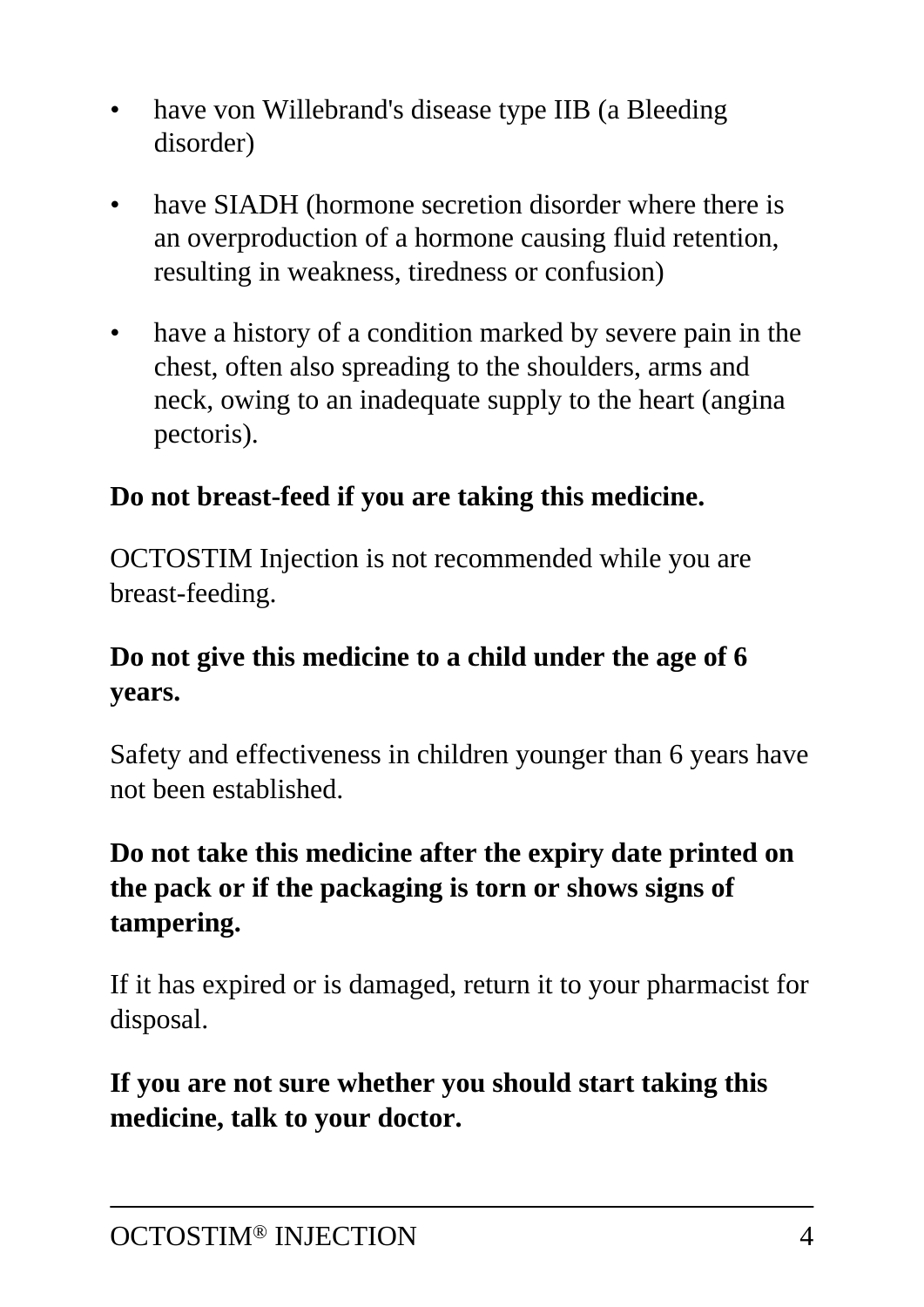- have von Willebrand's disease type IIB (a Bleeding disorder)
- have SIADH (hormone secretion disorder where there is an overproduction of a hormone causing fluid retention, resulting in weakness, tiredness or confusion)
- have a history of a condition marked by severe pain in the chest, often also spreading to the shoulders, arms and neck, owing to an inadequate supply to the heart (angina pectoris).

**Do not breast-feed if you are taking this medicine.**

OCTOSTIM Injection is not recommended while you are breast-feeding.

**Do not give this medicine to a child under the age of 6 years.**

Safety and effectiveness in children younger than 6 years have not been established.

**Do not take this medicine after the expiry date printed on the pack or if the packaging is torn or shows signs of tampering.**

If it has expired or is damaged, return it to your pharmacist for disposal.

**If you are not sure whether you should start taking this medicine, talk to your doctor.**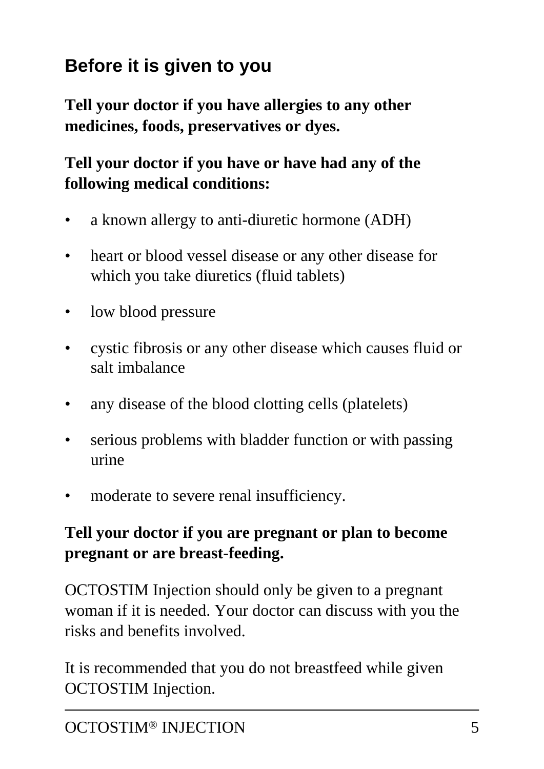## Before it is given to you

**Tell your doctor if you have allergies to any other medicines, foods, preservatives or dyes.**

**Tell your doctor if you have or have had any of the following medical conditions:**

- a known allergy to anti-diuretic hormone (ADH)
- heart or blood vessel disease or any other disease for which you take diuretics (fluid tablets)
- low blood pressure
- cystic fibrosis or any other disease which causes fluid or salt imbalance
- any disease of the blood clotting cells (platelets)
- serious problems with bladder function or with passing urine
- moderate to severe renal insufficiency.

**Tell your doctor if you are pregnant or plan to become pregnant or are breast-feeding.**

OCTOSTIM Injection should only be given to a pregnant woman if it is needed. Your doctor can discuss with you the risks and benefits involved.

It is recommended that you do not breastfeed while given OCTOSTIM Injection.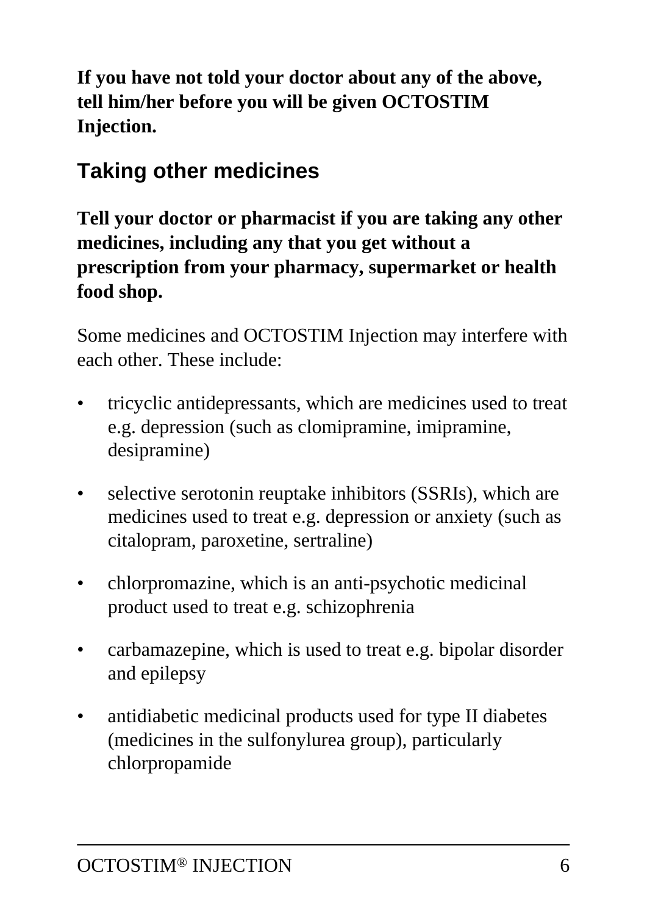**If you have not told your doctor about any of the above, tell him/her before you will be given OCTOSTIM Injection.**

## Taking other medicines

**Tell your doctor or pharmacist if you are taking any other medicines, including any that you get without a prescription from your pharmacy, supermarket or health food shop.**

Some medicines and OCTOSTIM Injection may interfere with each other. These include:

- tricyclic antidepressants, which are medicines used to treat e.g. depression (such as clomipramine, imipramine, desipramine)
- selective serotonin reuptake inhibitors (SSRIs), which are medicines used to treat e.g. depression or anxiety (such as citalopram, paroxetine, sertraline)
- chlorpromazine, which is an anti-psychotic medicinal product used to treat e.g. schizophrenia
- carbamazepine, which is used to treat e.g. bipolar disorder and epilepsy
- antidiabetic medicinal products used for type II diabetes (medicines in the sulfonylurea group), particularly chlorpropamide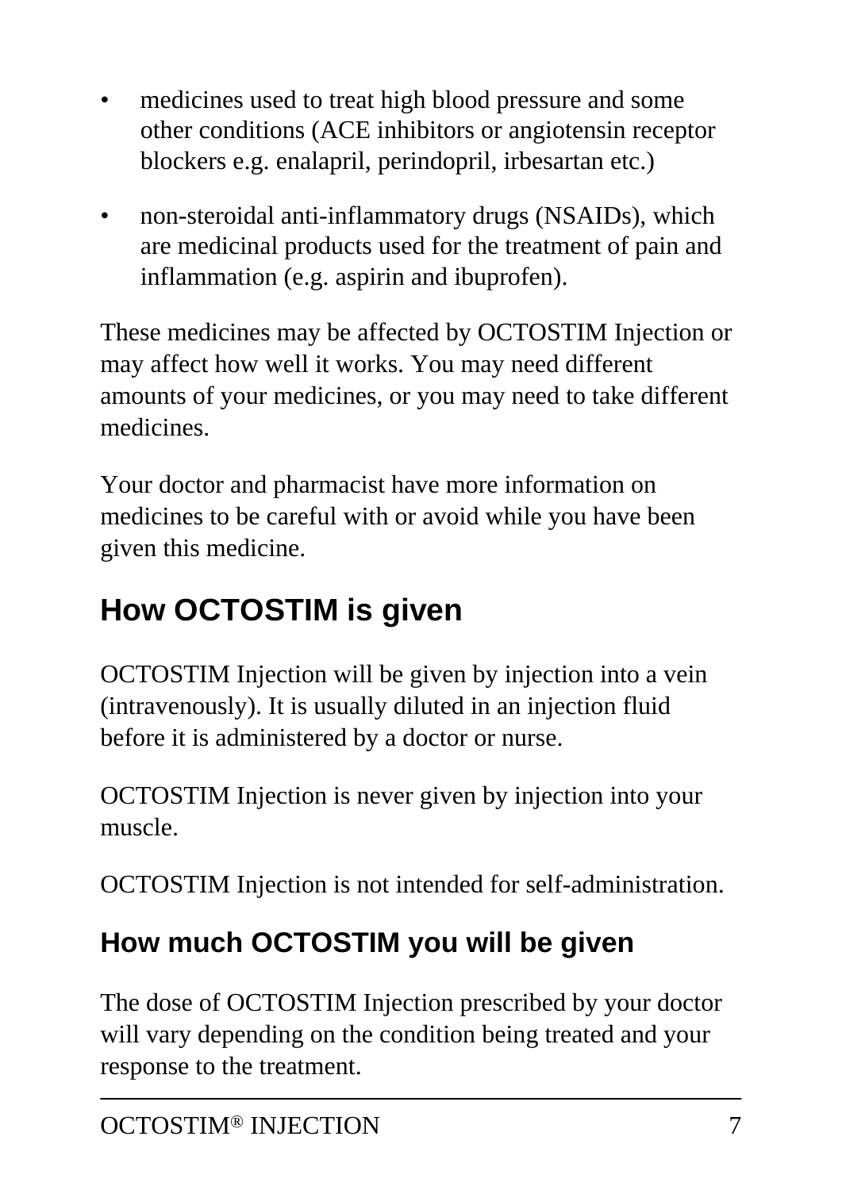- medicines used to treat high blood pressure and some other conditions (ACE inhibitors or angiotensin receptor blockers e.g. enalapril, perindopril, irbesartan etc.)
- non-steroidal anti-inflammatory drugs (NSAIDs), which are medicinal products used for the treatment of pain and inflammation (e.g. aspirin and ibuprofen).

These medicines may be affected by OCTOSTIM Injection or may affect how well it works. You may need different amounts of your medicines, or you may need to take different medicines.

Your doctor and pharmacist have more information on medicines to be careful with or avoid while you have been given this medicine.

## How OCTOSTIM is given

OCTOSTIM Injection will be given by injection into a vein (intravenously). It is usually diluted in an injection fluid before it is administered by a doctor or nurse.

OCTOSTIM Injection is never given by injection into your muscle.

OCTOSTIM Injection is not intended for self-administration.

### How much OCTOSTIM you will be given

The dose of OCTOSTIM Injection prescribed by your doctor will vary depending on the condition being treated and your response to the treatment.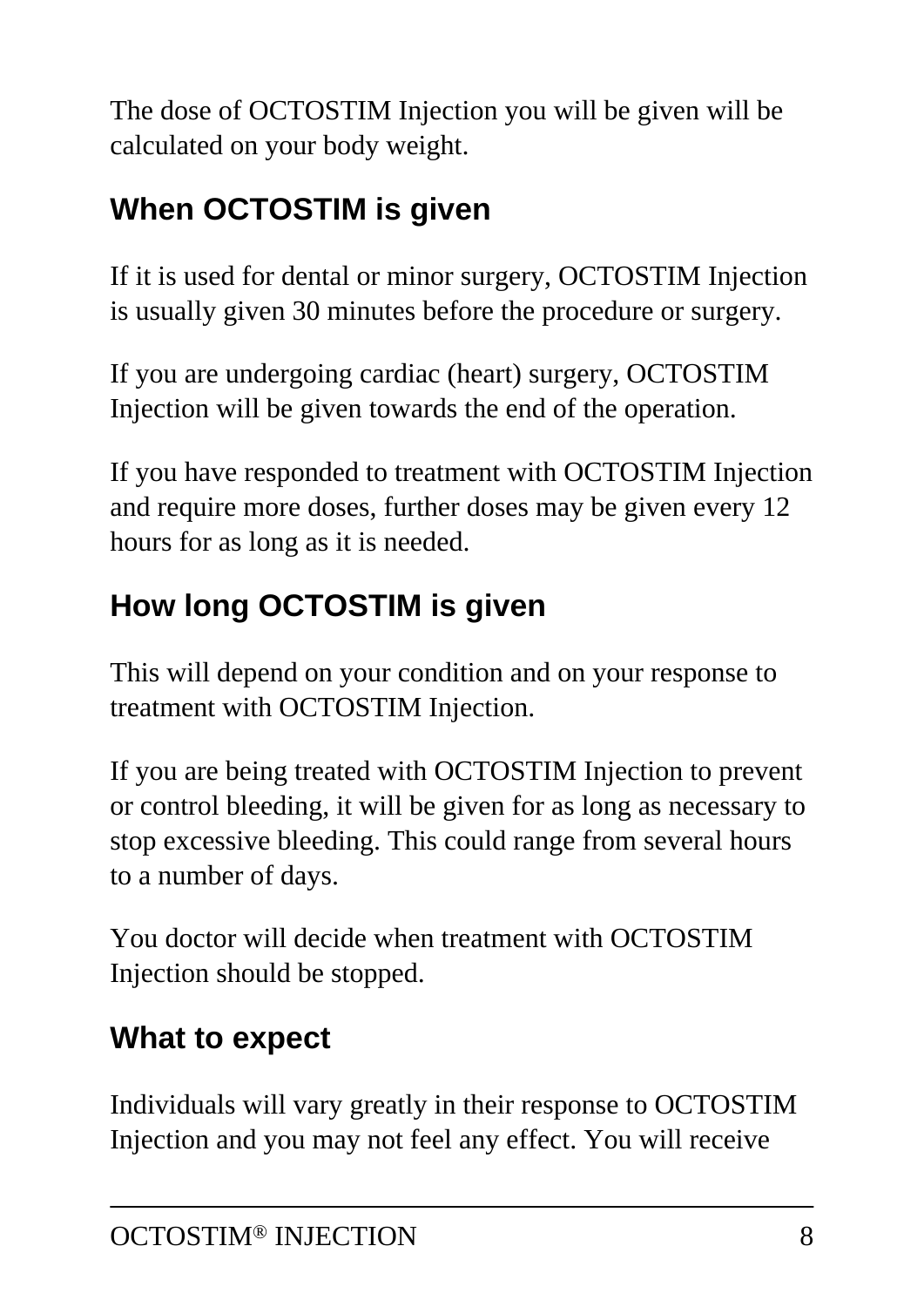The dose of OCTOSTIM Injection you will be given will be calculated on your body weight.

## When OCTOSTIM is given

If it is used for dental or minor surgery, OCTOSTIM Injection is usually given 30 minutes before the procedure or surgery.

If you are undergoing cardiac (heart) surgery, OCTOSTIM Injection will be given towards the end of the operation.

If you have responded to treatment with OCTOSTIM Injection and require more doses, further doses may be given every 12 hours for as long as it is needed.

## How long OCTOSTIM is given

This will depend on your condition and on your response to treatment with OCTOSTIM Injection.

If you are being treated with OCTOSTIM Injection to prevent or control bleeding, it will be given for as long as necessary to stop excessive bleeding. This could range from several hours to a number of days.

You doctor will decide when treatment with OCTOSTIM Injection should be stopped.

## What to expect

Individuals will vary greatly in their response to OCTOSTIM Injection and you may not feel any effect. You will receive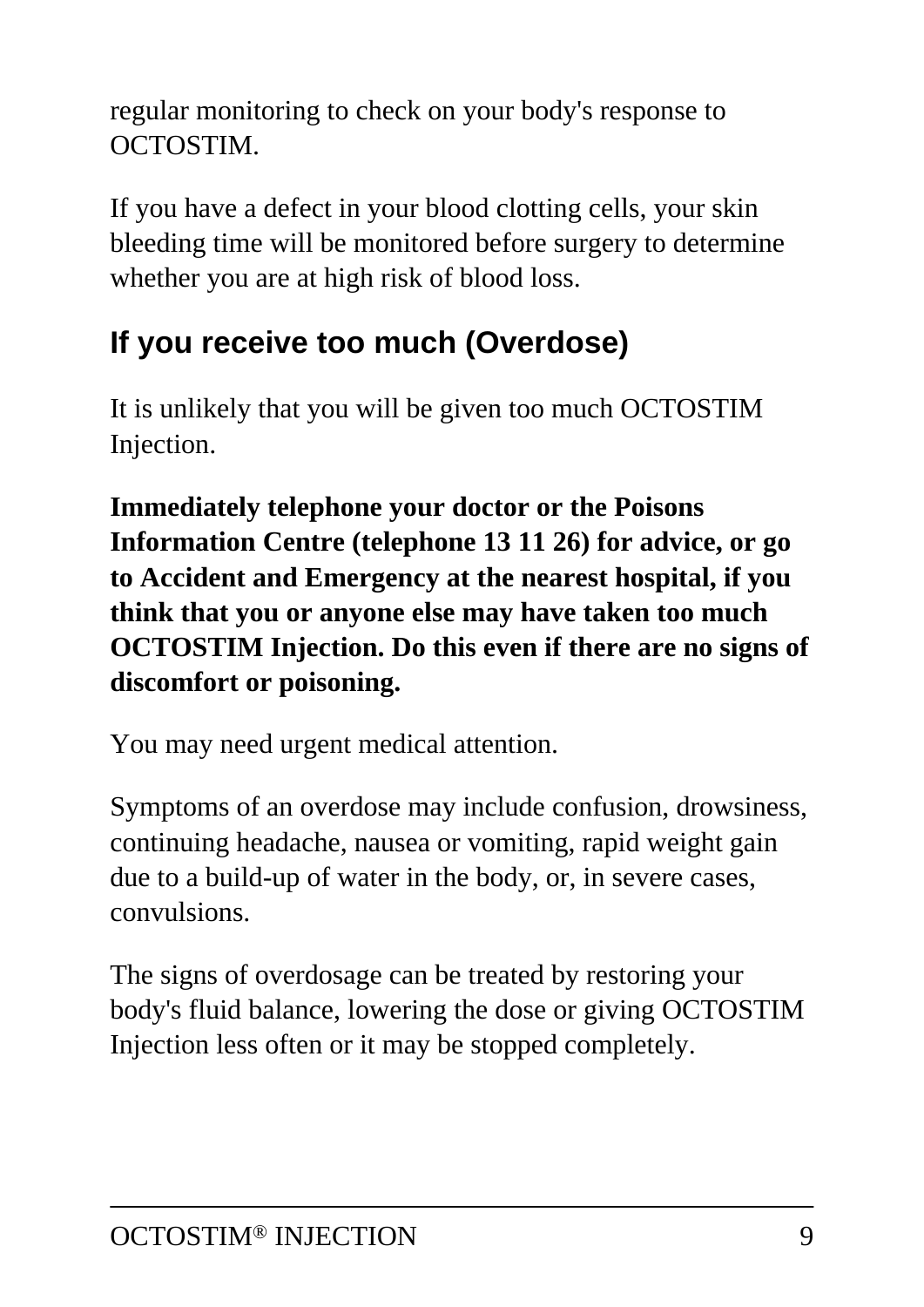regular monitoring to check on your body's response to OCTOSTIM.

If you have a defect in your blood clotting cells, your skin bleeding time will be monitored before surgery to determine whether you are at high risk of blood loss.

## If you receive too much (Overdose)

It is unlikely that you will be given too much OCTOSTIM Injection.

**Immediately telephone your doctor or the Poisons Information Centre (telephone 13 11 26) for advice, or go to Accident and Emergency at the nearest hospital, if you think that you or anyone else may have taken too much OCTOSTIM Injection. Do this even if there are no signs of discomfort or poisoning.**

You may need urgent medical attention.

Symptoms of an overdose may include confusion, drowsiness, continuing headache, nausea or vomiting, rapid weight gain due to a build-up of water in the body, or, in severe cases, convulsions.

The signs of overdosage can be treated by restoring your body's fluid balance, lowering the dose or giving OCTOSTIM Injection less often or it may be stopped completely.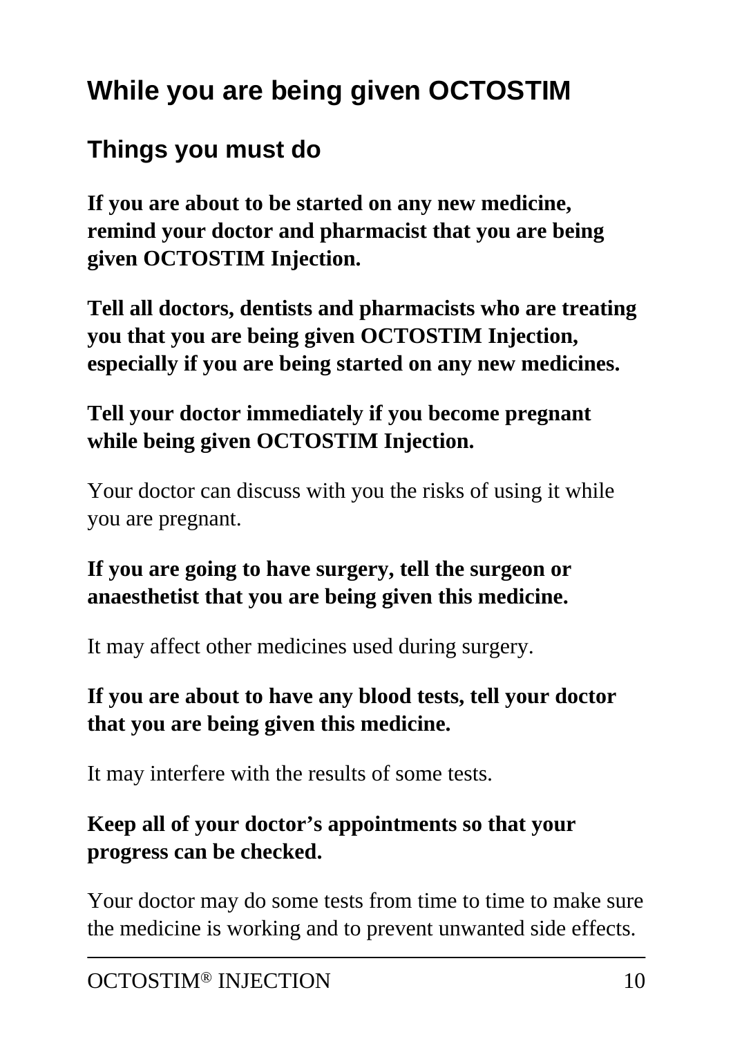## While you are being given OCTOSTIM

### Things you must do

**If you are about to be started on any new medicine, remind your doctor and pharmacist that you are being given OCTOSTIM Injection.**

**Tell all doctors, dentists and pharmacists who are treating you that you are being given OCTOSTIM Injection, especially if you are being started on any new medicines.**

**Tell your doctor immediately if you become pregnant while being given OCTOSTIM Injection.**

Your doctor can discuss with you the risks of using it while you are pregnant.

**If you are going to have surgery, tell the surgeon or anaesthetist that you are being given this medicine.**

It may affect other medicines used during surgery.

**If you are about to have any blood tests, tell your doctor that you are being given this medicine.**

It may interfere with the results of some tests.

**Keep all of your doctor's appointments so that your progress can be checked.**

Your doctor may do some tests from time to time to make sure the medicine is working and to prevent unwanted side effects.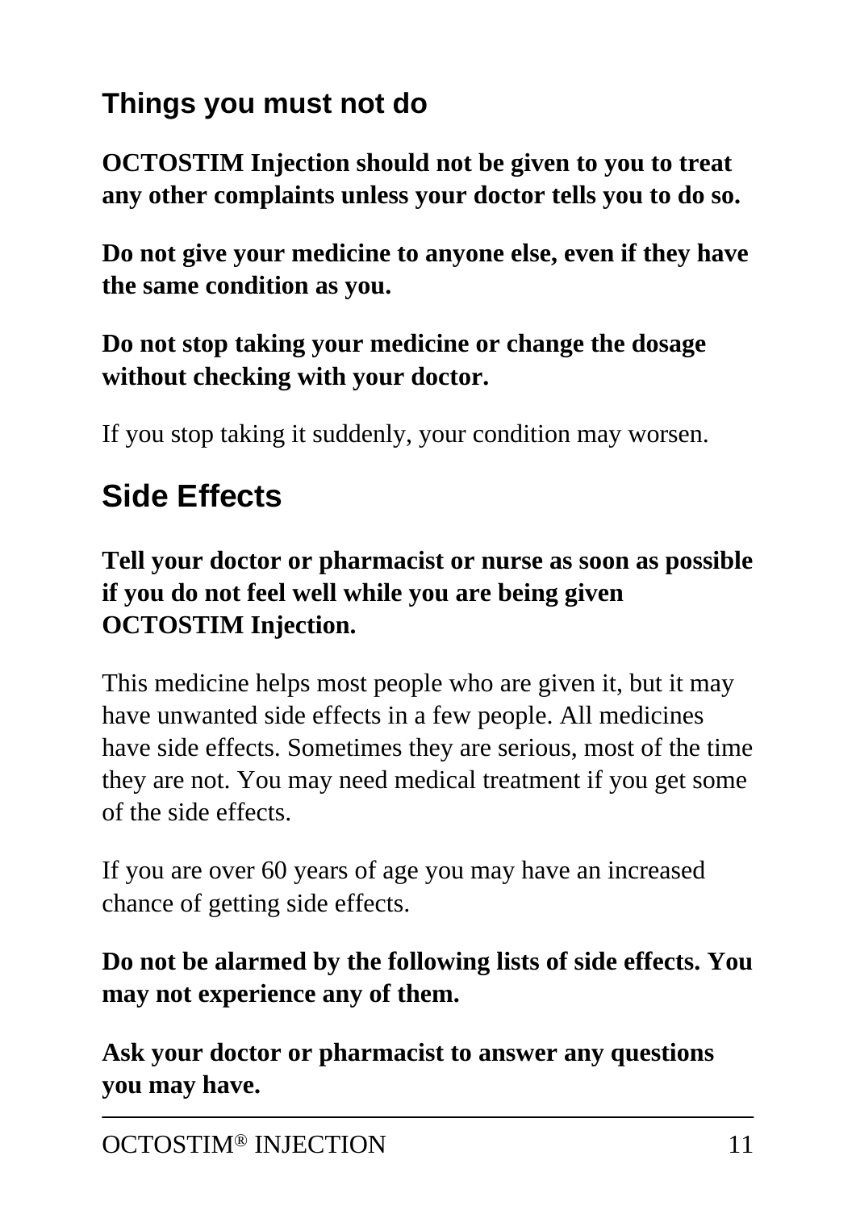### Things you must not do

**OCTOSTIM Injection should not be given to you to treat any other complaints unless your doctor tells you to do so.**

**Do not give your medicine to anyone else, even if they have the same condition as you.**

**Do not stop taking your medicine or change the dosage without checking with your doctor.**

If you stop taking it suddenly, your condition may worsen.

## Side Effects

**Tell your doctor or pharmacist or nurse as soon as possible if you do not feel well while you are being given OCTOSTIM Injection.**

This medicine helps most people who are given it, but it may have unwanted side effects in a few people. All medicines have side effects. Sometimes they are serious, most of the time they are not. You may need medical treatment if you get some of the side effects.

If you are over 60 years of age you may have an increased chance of getting side effects.

**Do not be alarmed by the following lists of side effects. You may not experience any of them.**

**Ask your doctor or pharmacist to answer any questions you may have.**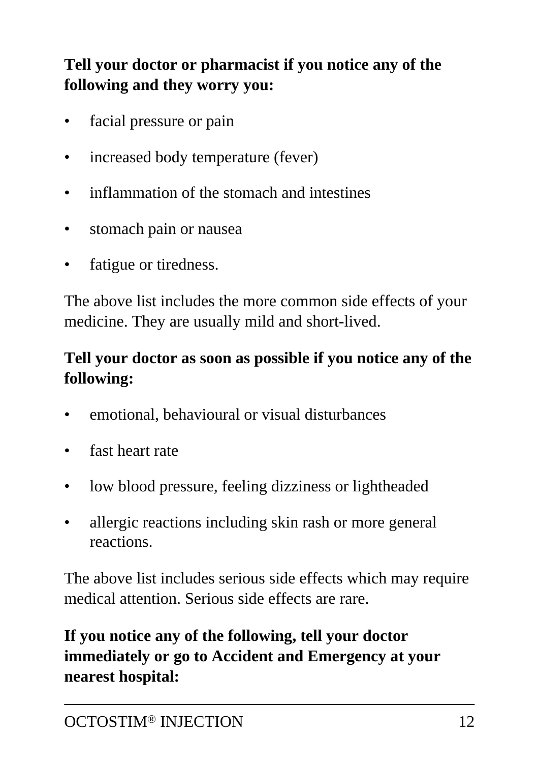**Tell your doctor or pharmacist if you notice any of the following and they worry you:**

- facial pressure or pain
- increased body temperature (fever)
- inflammation of the stomach and intestines
- stomach pain or nausea
- fatigue or tiredness.

The above list includes the more common side effects of your medicine. They are usually mild and short-lived.

**Tell your doctor as soon as possible if you notice any of the following:**

- emotional, behavioural or visual disturbances
- fast heart rate
- low blood pressure, feeling dizziness or lightheaded
- allergic reactions including skin rash or more general reactions.

The above list includes serious side effects which may require medical attention. Serious side effects are rare.

**If you notice any of the following, tell your doctor immediately or go to Accident and Emergency at your nearest hospital:**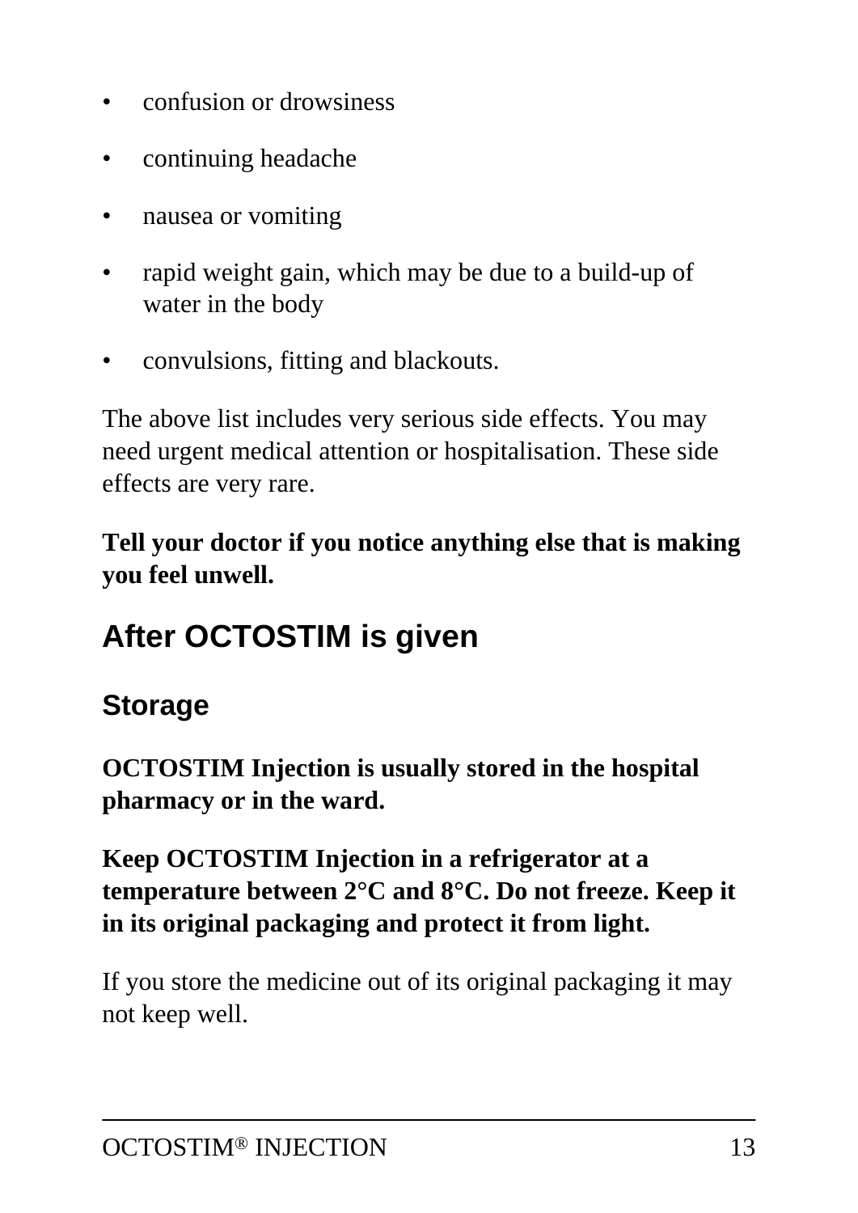- confusion or drowsiness
- continuing headache
- nausea or vomiting
- rapid weight gain, which may be due to a build-up of water in the body
- convulsions, fitting and blackouts.

The above list includes very serious side effects. You may need urgent medical attention or hospitalisation. These side effects are very rare.

**Tell your doctor if you notice anything else that is making you feel unwell.**

## After OCTOSTIM is given

### Storage

**OCTOSTIM Injection is usually stored in the hospital pharmacy or in the ward.**

**Keep OCTOSTIM Injection in a refrigerator at a temperature between 2°C and 8°C. Do not freeze. Keep it in its original packaging and protect it from light.**

If you store the medicine out of its original packaging it may not keep well.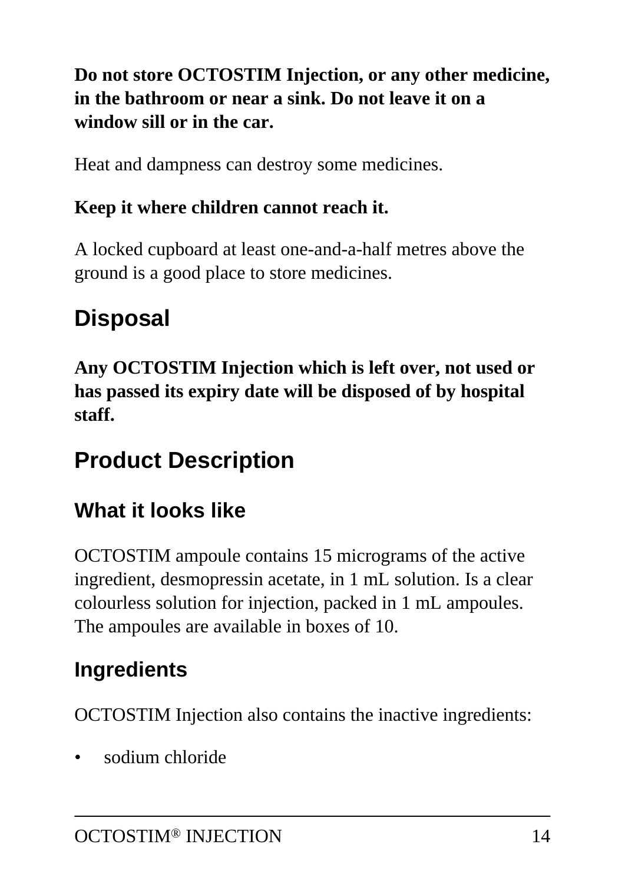**Do not store OCTOSTIM Injection, or any other medicine, in the bathroom or near a sink. Do not leave it on a window sill or in the car.**

Heat and dampness can destroy some medicines.

**Keep it where children cannot reach it.**

A locked cupboard at least one-and-a-half metres above the ground is a good place to store medicines.

## Disposal

**Any OCTOSTIM Injection which is left over, not used or has passed its expiry date will be disposed of by hospital staff.**

## Product Description

### What it looks like

OCTOSTIM ampoule contains 15 micrograms of the active ingredient, desmopressin acetate, in 1 mL solution. Is a clear colourless solution for injection, packed in 1 mL ampoules. The ampoules are available in boxes of 10.

### Ingredients

OCTOSTIM Injection also contains the inactive ingredients:

- sodium chloride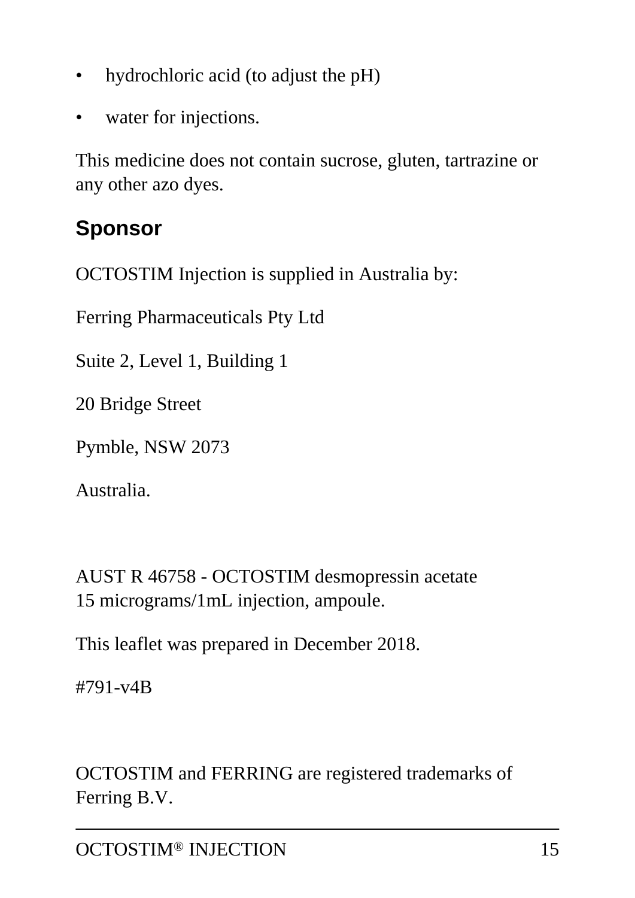- hydrochloric acid (to adjust the pH)
- water for injections.

This medicine does not contain sucrose, gluten, tartrazine or any other azo dyes.

## Sponsor

OCTOSTIM Injection is supplied in Australia by:

Ferring Pharmaceuticals Pty Ltd

Suite 2, Level 1, Building 1

20 Bridge Street

Pymble, NSW 2073

Australia.

AUST R 46758 - OCTOSTIM desmopressin acetate 15 micrograms/1mL injection, ampoule.

This leaflet was prepared in December 2018.

#791-v4B

OCTOSTIM and FERRING are registered trademarks of Ferring B.V.